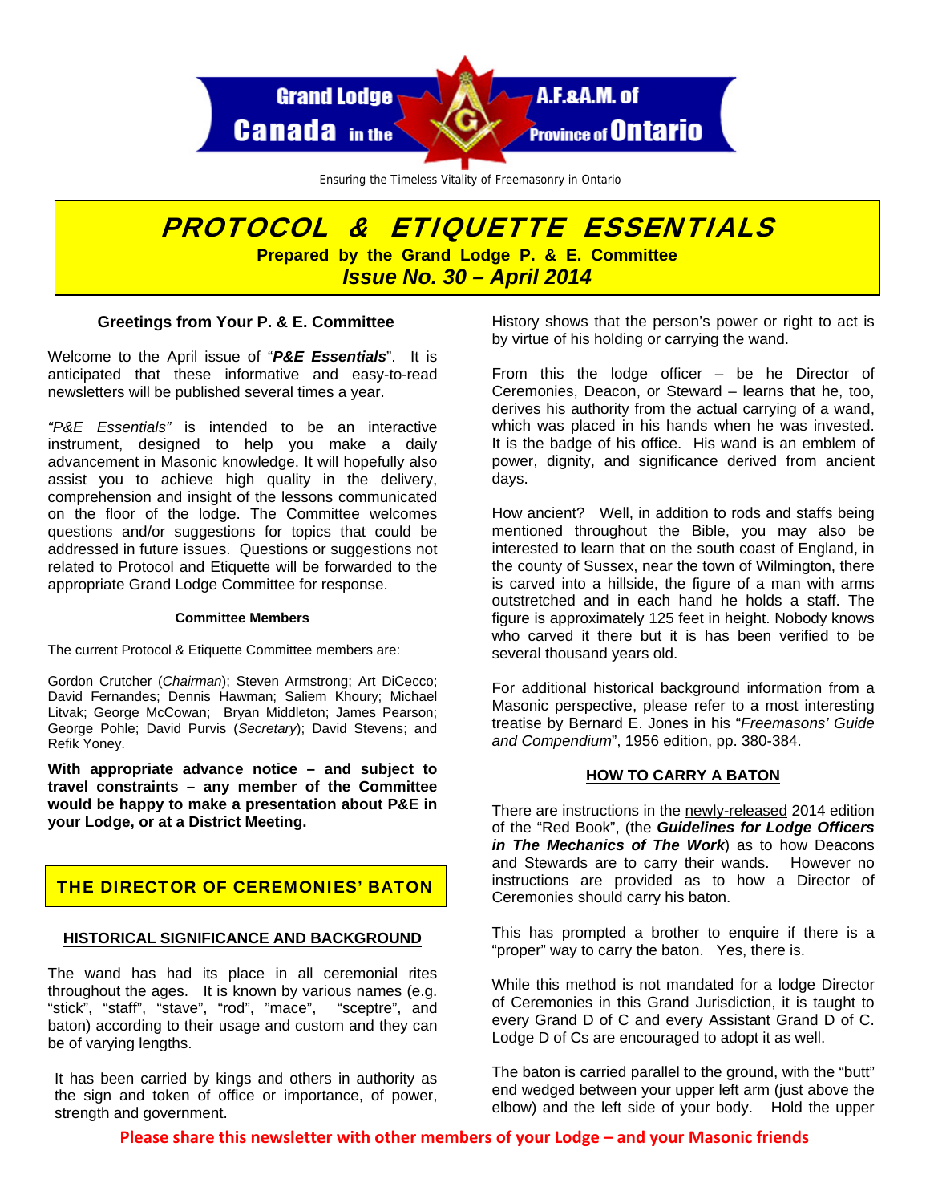Grand Lodge A.F.&A.M. of Canada in the Province of Ontario

Ensuring the Timeless Vitality of Freemasonry in Ontario

# PROTOCOL & ETIQUETTE ESSENTIALS

**Prepared by the Grand Lodge P. & E. Committee**

***Issue No. 30 – April 2014***

### Greetings from Your P. & E. Committee

Welcome to the April issue of "***P&E Essentials***". It is anticipated that these informative and easy-to-read newsletters will be published several times a year.

*"P&E Essentials"* is intended to be an interactive instrument, designed to help you make a daily advancement in Masonic knowledge. It will hopefully also assist you to achieve high quality in the delivery, comprehension and insight of the lessons communicated on the floor of the lodge. The Committee welcomes questions and/or suggestions for topics that could be addressed in future issues. Questions or suggestions not related to Protocol and Etiquette will be forwarded to the appropriate Grand Lodge Committee for response.

#### Committee Members

The current Protocol & Etiquette Committee members are:

Gordon Crutcher (*Chairman*); Steven Armstrong; Art DiCecco; David Fernandes; Dennis Hawman; Saliem Khoury; Michael Litvak; George McCowan; Bryan Middleton; James Pearson; George Pohle; David Purvis (*Secretary*); David Stevens; and Refik Yoney.

**With appropriate advance notice – and subject to travel constraints – any member of the Committee would be happy to make a presentation about P&E in your Lodge, or at a District Meeting.**

## THE DIRECTOR OF CEREMONIES' BATON

### HISTORICAL SIGNIFICANCE AND BACKGROUND

The wand has had its place in all ceremonial rites throughout the ages. It is known by various names (e.g. "stick", "staff", "stave", "rod", "mace", "sceptre", and baton) according to their usage and custom and they can be of varying lengths.

It has been carried by kings and others in authority as the sign and token of office or importance, of power, strength and government.

History shows that the person's power or right to act is by virtue of his holding or carrying the wand.

From this the lodge officer – be he Director of Ceremonies, Deacon, or Steward – learns that he, too, derives his authority from the actual carrying of a wand, which was placed in his hands when he was invested. It is the badge of his office. His wand is an emblem of power, dignity, and significance derived from ancient days.

How ancient? Well, in addition to rods and staffs being mentioned throughout the Bible, you may also be interested to learn that on the south coast of England, in the county of Sussex, near the town of Wilmington, there is carved into a hillside, the figure of a man with arms outstretched and in each hand he holds a staff. The figure is approximately 125 feet in height. Nobody knows who carved it there but it is has been verified to be several thousand years old.

For additional historical background information from a Masonic perspective, please refer to a most interesting treatise by Bernard E. Jones in his "*Freemasons' Guide and Compendium*", 1956 edition, pp. 380-384.

### HOW TO CARRY A BATON

There are instructions in the newly-released 2014 edition of the "Red Book", (the ***Guidelines for Lodge Officers in The Mechanics of The Work***) as to how Deacons and Stewards are to carry their wands. However no instructions are provided as to how a Director of Ceremonies should carry his baton.

This has prompted a brother to enquire if there is a "proper" way to carry the baton. Yes, there is.

While this method is not mandated for a lodge Director of Ceremonies in this Grand Jurisdiction, it is taught to every Grand D of C and every Assistant Grand D of C. Lodge D of Cs are encouraged to adopt it as well.

The baton is carried parallel to the ground, with the "butt" end wedged between your upper left arm (just above the elbow) and the left side of your body. Hold the upper

**Please share this newsletter with other members of your Lodge – and your Masonic friends**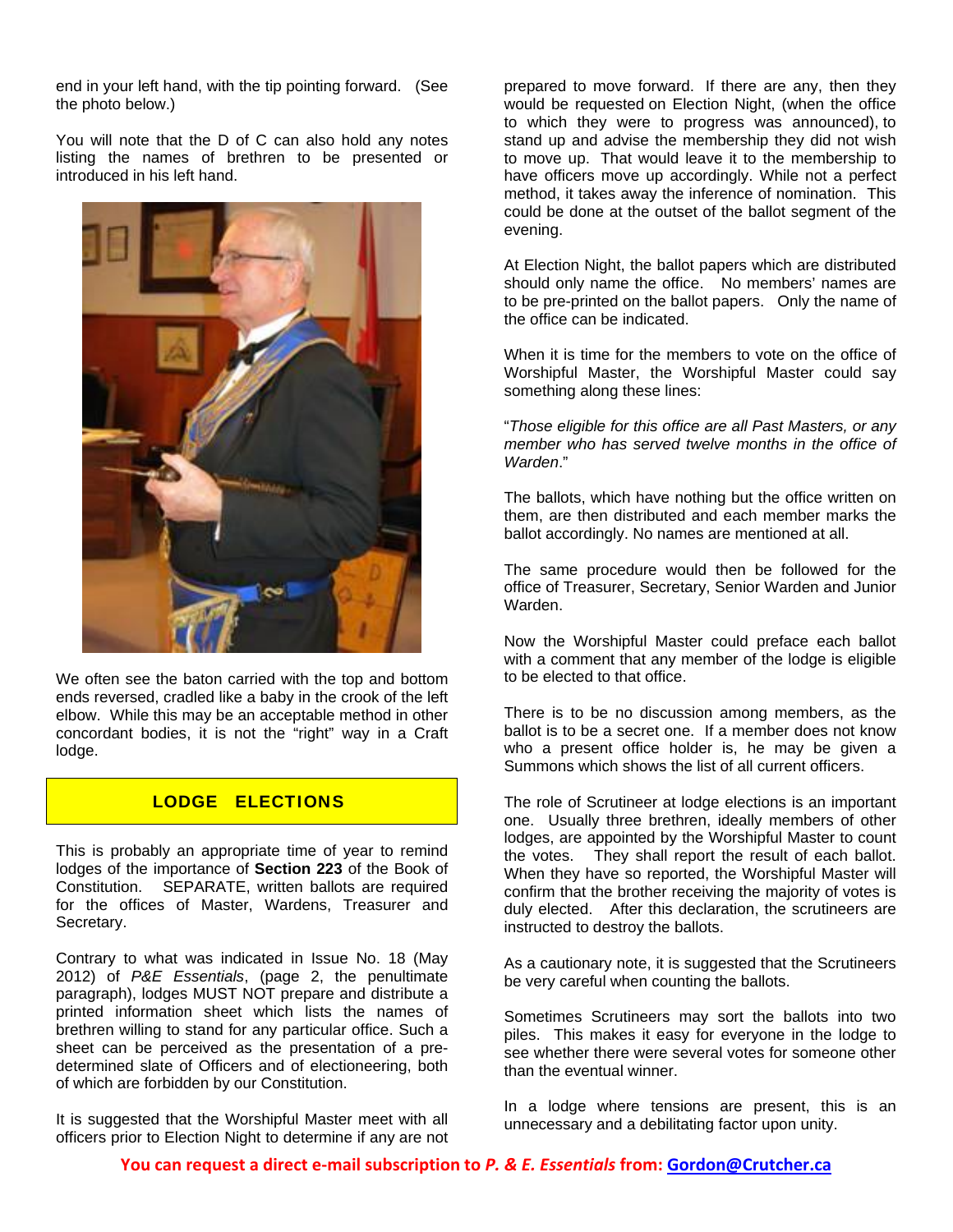end in your left hand, with the tip pointing forward. (See the photo below.)

You will note that the D of C can also hold any notes listing the names of brethren to be presented or introduced in his left hand.

We often see the baton carried with the top and bottom ends reversed, cradled like a baby in the crook of the left elbow. While this may be an acceptable method in other concordant bodies, it is not the "right" way in a Craft lodge.

## LODGE ELECTIONS

This is probably an appropriate time of year to remind lodges of the importance of **Section 223** of the Book of Constitution. SEPARATE, written ballots are required for the offices of Master, Wardens, Treasurer and Secretary.

Contrary to what was indicated in Issue No. 18 (May 2012) of *P&E Essentials*, (page 2, the penultimate paragraph), lodges MUST NOT prepare and distribute a printed information sheet which lists the names of brethren willing to stand for any particular office. Such a sheet can be perceived as the presentation of a pre-determined slate of Officers and of electioneering, both of which are forbidden by our Constitution.

It is suggested that the Worshipful Master meet with all officers prior to Election Night to determine if any are not prepared to move forward. If there are any, then they would be requested on Election Night, (when the office to which they were to progress was announced), to stand up and advise the membership they did not wish to move up. That would leave it to the membership to have officers move up accordingly. While not a perfect method, it takes away the inference of nomination. This could be done at the outset of the ballot segment of the evening.

At Election Night, the ballot papers which are distributed should only name the office. No members' names are to be pre-printed on the ballot papers. Only the name of the office can be indicated.

When it is time for the members to vote on the office of Worshipful Master, the Worshipful Master could say something along these lines:

"*Those eligible for this office are all Past Masters, or any member who has served twelve months in the office of Warden*."

The ballots, which have nothing but the office written on them, are then distributed and each member marks the ballot accordingly. No names are mentioned at all.

The same procedure would then be followed for the office of Treasurer, Secretary, Senior Warden and Junior Warden.

Now the Worshipful Master could preface each ballot with a comment that any member of the lodge is eligible to be elected to that office.

There is to be no discussion among members, as the ballot is to be a secret one. If a member does not know who a present office holder is, he may be given a Summons which shows the list of all current officers.

The role of Scrutineer at lodge elections is an important one. Usually three brethren, ideally members of other lodges, are appointed by the Worshipful Master to count the votes. They shall report the result of each ballot. When they have so reported, the Worshipful Master will confirm that the brother receiving the majority of votes is duly elected. After this declaration, the scrutineers are instructed to destroy the ballots.

As a cautionary note, it is suggested that the Scrutineers be very careful when counting the ballots.

Sometimes Scrutineers may sort the ballots into two piles. This makes it easy for everyone in the lodge to see whether there were several votes for someone other than the eventual winner.

In a lodge where tensions are present, this is an unnecessary and a debilitating factor upon unity.

**You can request a direct e-mail subscription to *P. & E. Essentials* from: Gordon@Crutcher.ca**